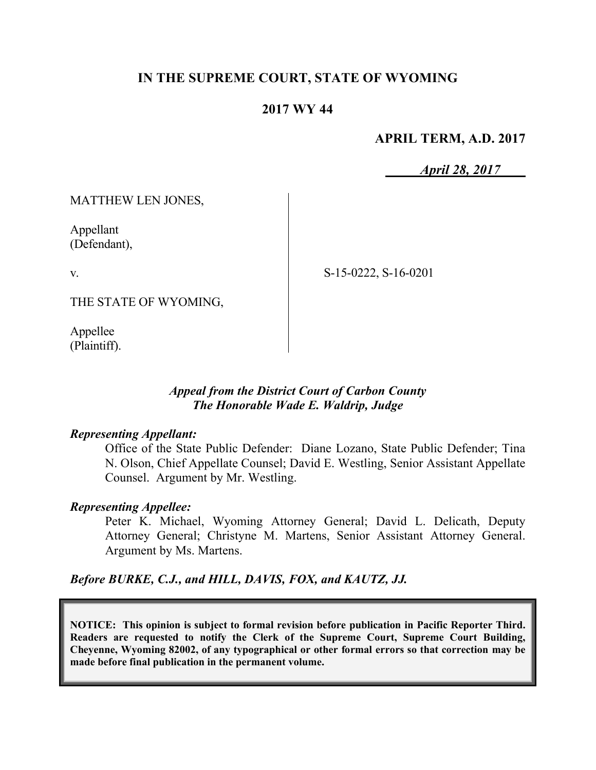# IN THE SUPREME COURT, STATE OF WYOMING

## 2017 WY 44

**APRIL TERM, A.D. 2017**

*April 28, 2017*

MATTHEW LEN JONES,

Appellant
(Defendant),

v.

S-15-0222, S-16-0201

THE STATE OF WYOMING,

Appellee
(Plaintiff).

*Appeal from the District Court of Carbon County*
*The Honorable Wade E. Waldrip, Judge*

***Representing Appellant:***

Office of the State Public Defender: Diane Lozano, State Public Defender; Tina N. Olson, Chief Appellate Counsel; David E. Westling, Senior Assistant Appellate Counsel. Argument by Mr. Westling.

***Representing Appellee:***

Peter K. Michael, Wyoming Attorney General; David L. Delicath, Deputy Attorney General; Christyne M. Martens, Senior Assistant Attorney General. Argument by Ms. Martens.

***Before BURKE, C.J., and HILL, DAVIS, FOX, and KAUTZ, JJ.***

**NOTICE: This opinion is subject to formal revision before publication in Pacific Reporter Third. Readers are requested to notify the Clerk of the Supreme Court, Supreme Court Building, Cheyenne, Wyoming 82002, of any typographical or other formal errors so that correction may be made before final publication in the permanent volume.**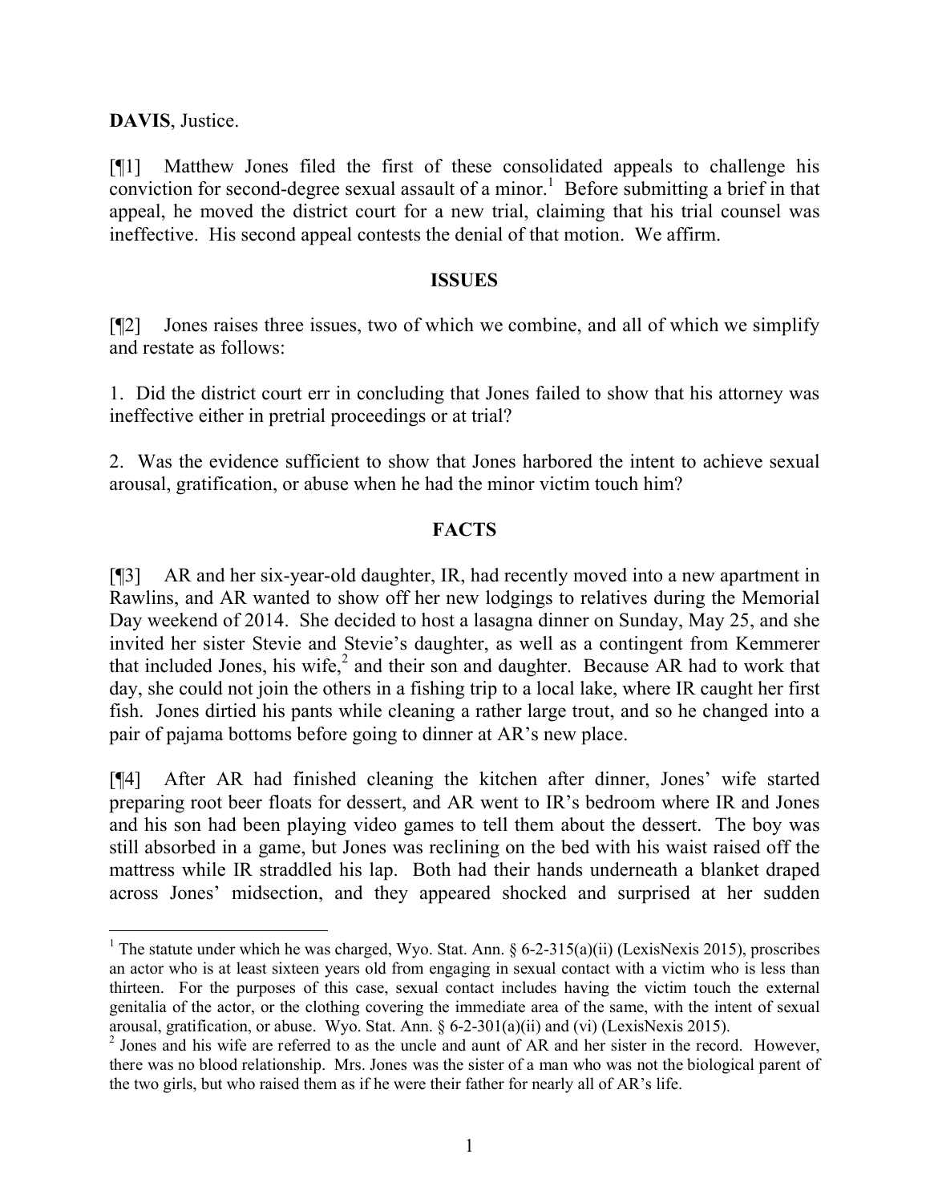**DAVIS**, Justice.

[¶1] Matthew Jones filed the first of these consolidated appeals to challenge his conviction for second-degree sexual assault of a minor.[1] Before submitting a brief in that appeal, he moved the district court for a new trial, claiming that his trial counsel was ineffective. His second appeal contests the denial of that motion. We affirm.

## ISSUES

[¶2] Jones raises three issues, two of which we combine, and all of which we simplify and restate as follows:

1. Did the district court err in concluding that Jones failed to show that his attorney was ineffective either in pretrial proceedings or at trial?

2. Was the evidence sufficient to show that Jones harbored the intent to achieve sexual arousal, gratification, or abuse when he had the minor victim touch him?

## FACTS

[¶3] AR and her six-year-old daughter, IR, had recently moved into a new apartment in Rawlins, and AR wanted to show off her new lodgings to relatives during the Memorial Day weekend of 2014. She decided to host a lasagna dinner on Sunday, May 25, and she invited her sister Stevie and Stevie's daughter, as well as a contingent from Kemmerer that included Jones, his wife,[2] and their son and daughter. Because AR had to work that day, she could not join the others in a fishing trip to a local lake, where IR caught her first fish. Jones dirtied his pants while cleaning a rather large trout, and so he changed into a pair of pajama bottoms before going to dinner at AR's new place.

[¶4] After AR had finished cleaning the kitchen after dinner, Jones' wife started preparing root beer floats for dessert, and AR went to IR's bedroom where IR and Jones and his son had been playing video games to tell them about the dessert. The boy was still absorbed in a game, but Jones was reclining on the bed with his waist raised off the mattress while IR straddled his lap. Both had their hands underneath a blanket draped across Jones' midsection, and they appeared shocked and surprised at her sudden

---

[1] The statute under which he was charged, Wyo. Stat. Ann. § 6-2-315(a)(ii) (LexisNexis 2015), proscribes an actor who is at least sixteen years old from engaging in sexual contact with a victim who is less than thirteen. For the purposes of this case, sexual contact includes having the victim touch the external genitalia of the actor, or the clothing covering the immediate area of the same, with the intent of sexual arousal, gratification, or abuse. Wyo. Stat. Ann. § 6-2-301(a)(ii) and (vi) (LexisNexis 2015).

[2] Jones and his wife are referred to as the uncle and aunt of AR and her sister in the record. However, there was no blood relationship. Mrs. Jones was the sister of a man who was not the biological parent of the two girls, but who raised them as if he were their father for nearly all of AR's life.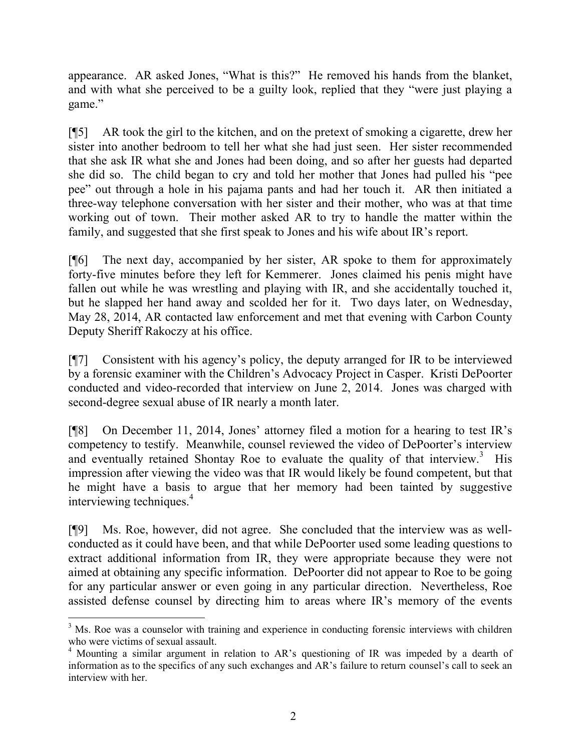appearance. AR asked Jones, "What is this?" He removed his hands from the blanket, and with what she perceived to be a guilty look, replied that they "were just playing a game."

[¶5] AR took the girl to the kitchen, and on the pretext of smoking a cigarette, drew her sister into another bedroom to tell her what she had just seen. Her sister recommended that she ask IR what she and Jones had been doing, and so after her guests had departed she did so. The child began to cry and told her mother that Jones had pulled his "pee pee" out through a hole in his pajama pants and had her touch it. AR then initiated a three-way telephone conversation with her sister and their mother, who was at that time working out of town. Their mother asked AR to try to handle the matter within the family, and suggested that she first speak to Jones and his wife about IR's report.

[¶6] The next day, accompanied by her sister, AR spoke to them for approximately forty-five minutes before they left for Kemmerer. Jones claimed his penis might have fallen out while he was wrestling and playing with IR, and she accidentally touched it, but he slapped her hand away and scolded her for it. Two days later, on Wednesday, May 28, 2014, AR contacted law enforcement and met that evening with Carbon County Deputy Sheriff Rakoczy at his office.

[¶7] Consistent with his agency's policy, the deputy arranged for IR to be interviewed by a forensic examiner with the Children's Advocacy Project in Casper. Kristi DePoorter conducted and video-recorded that interview on June 2, 2014. Jones was charged with second-degree sexual abuse of IR nearly a month later.

[¶8] On December 11, 2014, Jones' attorney filed a motion for a hearing to test IR's competency to testify. Meanwhile, counsel reviewed the video of DePoorter's interview and eventually retained Shontay Roe to evaluate the quality of that interview.[3] His impression after viewing the video was that IR would likely be found competent, but that he might have a basis to argue that her memory had been tainted by suggestive interviewing techniques.[4]

[¶9] Ms. Roe, however, did not agree. She concluded that the interview was as well-conducted as it could have been, and that while DePoorter used some leading questions to extract additional information from IR, they were appropriate because they were not aimed at obtaining any specific information. DePoorter did not appear to Roe to be going for any particular answer or even going in any particular direction. Nevertheless, Roe assisted defense counsel by directing him to areas where IR's memory of the events

[3] Ms. Roe was a counselor with training and experience in conducting forensic interviews with children who were victims of sexual assault.

[4] Mounting a similar argument in relation to AR's questioning of IR was impeded by a dearth of information as to the specifics of any such exchanges and AR's failure to return counsel's call to seek an interview with her.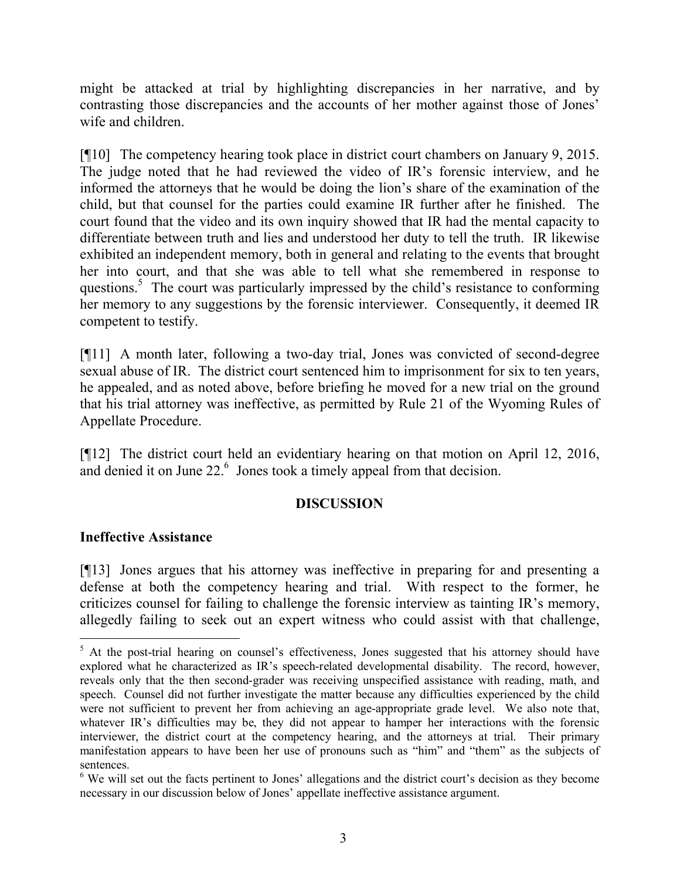might be attacked at trial by highlighting discrepancies in her narrative, and by contrasting those discrepancies and the accounts of her mother against those of Jones' wife and children.

[¶10] The competency hearing took place in district court chambers on January 9, 2015. The judge noted that he had reviewed the video of IR's forensic interview, and he informed the attorneys that he would be doing the lion's share of the examination of the child, but that counsel for the parties could examine IR further after he finished. The court found that the video and its own inquiry showed that IR had the mental capacity to differentiate between truth and lies and understood her duty to tell the truth. IR likewise exhibited an independent memory, both in general and relating to the events that brought her into court, and that she was able to tell what she remembered in response to questions.[5] The court was particularly impressed by the child's resistance to conforming her memory to any suggestions by the forensic interviewer. Consequently, it deemed IR competent to testify.

[¶11] A month later, following a two-day trial, Jones was convicted of second-degree sexual abuse of IR. The district court sentenced him to imprisonment for six to ten years, he appealed, and as noted above, before briefing he moved for a new trial on the ground that his trial attorney was ineffective, as permitted by Rule 21 of the Wyoming Rules of Appellate Procedure.

[¶12] The district court held an evidentiary hearing on that motion on April 12, 2016, and denied it on June 22.[6] Jones took a timely appeal from that decision.

## DISCUSSION

### Ineffective Assistance

[¶13] Jones argues that his attorney was ineffective in preparing for and presenting a defense at both the competency hearing and trial. With respect to the former, he criticizes counsel for failing to challenge the forensic interview as tainting IR's memory, allegedly failing to seek out an expert witness who could assist with that challenge,

---

[5] At the post-trial hearing on counsel's effectiveness, Jones suggested that his attorney should have explored what he characterized as IR's speech-related developmental disability. The record, however, reveals only that the then second-grader was receiving unspecified assistance with reading, math, and speech. Counsel did not further investigate the matter because any difficulties experienced by the child were not sufficient to prevent her from achieving an age-appropriate grade level. We also note that, whatever IR's difficulties may be, they did not appear to hamper her interactions with the forensic interviewer, the district court at the competency hearing, and the attorneys at trial. Their primary manifestation appears to have been her use of pronouns such as "him" and "them" as the subjects of sentences.

[6] We will set out the facts pertinent to Jones' allegations and the district court's decision as they become necessary in our discussion below of Jones' appellate ineffective assistance argument.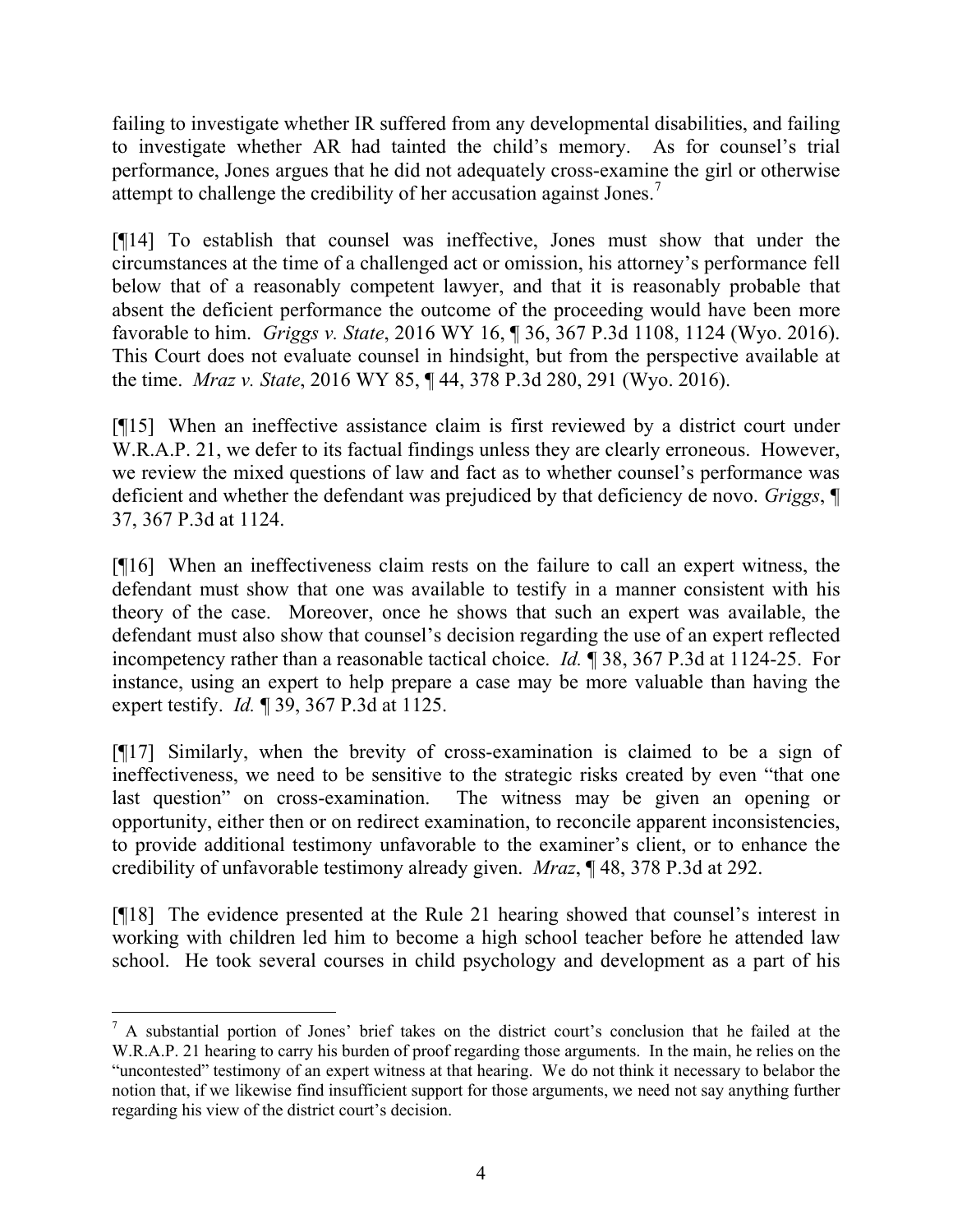failing to investigate whether IR suffered from any developmental disabilities, and failing to investigate whether AR had tainted the child's memory. As for counsel's trial performance, Jones argues that he did not adequately cross-examine the girl or otherwise attempt to challenge the credibility of her accusation against Jones.[7]

[¶14] To establish that counsel was ineffective, Jones must show that under the circumstances at the time of a challenged act or omission, his attorney's performance fell below that of a reasonably competent lawyer, and that it is reasonably probable that absent the deficient performance the outcome of the proceeding would have been more favorable to him. *Griggs v. State*, 2016 WY 16, ¶ 36, 367 P.3d 1108, 1124 (Wyo. 2016). This Court does not evaluate counsel in hindsight, but from the perspective available at the time. *Mraz v. State*, 2016 WY 85, ¶ 44, 378 P.3d 280, 291 (Wyo. 2016).

[¶15] When an ineffective assistance claim is first reviewed by a district court under W.R.A.P. 21, we defer to its factual findings unless they are clearly erroneous. However, we review the mixed questions of law and fact as to whether counsel's performance was deficient and whether the defendant was prejudiced by that deficiency de novo. *Griggs*, ¶ 37, 367 P.3d at 1124.

[¶16] When an ineffectiveness claim rests on the failure to call an expert witness, the defendant must show that one was available to testify in a manner consistent with his theory of the case. Moreover, once he shows that such an expert was available, the defendant must also show that counsel's decision regarding the use of an expert reflected incompetency rather than a reasonable tactical choice. *Id.* ¶ 38, 367 P.3d at 1124-25. For instance, using an expert to help prepare a case may be more valuable than having the expert testify. *Id.* ¶ 39, 367 P.3d at 1125.

[¶17] Similarly, when the brevity of cross-examination is claimed to be a sign of ineffectiveness, we need to be sensitive to the strategic risks created by even "that one last question" on cross-examination. The witness may be given an opening or opportunity, either then or on redirect examination, to reconcile apparent inconsistencies, to provide additional testimony unfavorable to the examiner's client, or to enhance the credibility of unfavorable testimony already given. *Mraz*, ¶ 48, 378 P.3d at 292.

[¶18] The evidence presented at the Rule 21 hearing showed that counsel's interest in working with children led him to become a high school teacher before he attended law school. He took several courses in child psychology and development as a part of his

---

[7] A substantial portion of Jones' brief takes on the district court's conclusion that he failed at the W.R.A.P. 21 hearing to carry his burden of proof regarding those arguments. In the main, he relies on the "uncontested" testimony of an expert witness at that hearing. We do not think it necessary to belabor the notion that, if we likewise find insufficient support for those arguments, we need not say anything further regarding his view of the district court's decision.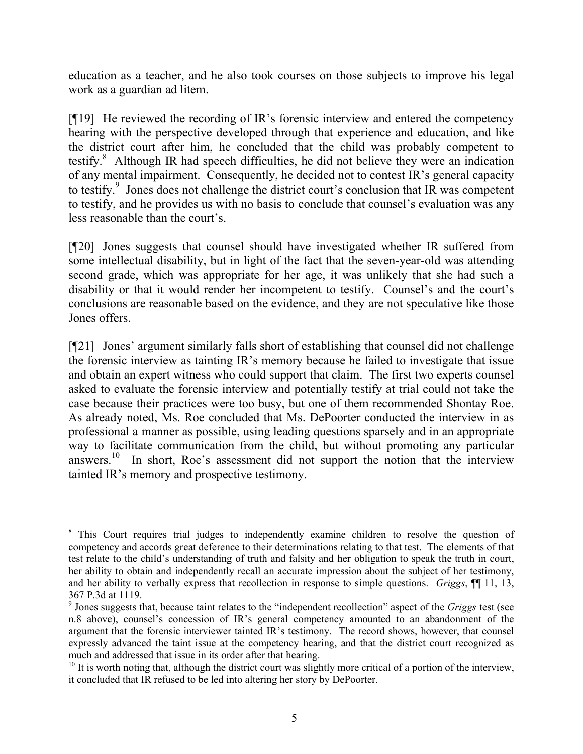education as a teacher, and he also took courses on those subjects to improve his legal work as a guardian ad litem.

[¶19] He reviewed the recording of IR's forensic interview and entered the competency hearing with the perspective developed through that experience and education, and like the district court after him, he concluded that the child was probably competent to testify.[8] Although IR had speech difficulties, he did not believe they were an indication of any mental impairment. Consequently, he decided not to contest IR's general capacity to testify.[9] Jones does not challenge the district court's conclusion that IR was competent to testify, and he provides us with no basis to conclude that counsel's evaluation was any less reasonable than the court's.

[¶20] Jones suggests that counsel should have investigated whether IR suffered from some intellectual disability, but in light of the fact that the seven-year-old was attending second grade, which was appropriate for her age, it was unlikely that she had such a disability or that it would render her incompetent to testify. Counsel's and the court's conclusions are reasonable based on the evidence, and they are not speculative like those Jones offers.

[¶21] Jones' argument similarly falls short of establishing that counsel did not challenge the forensic interview as tainting IR's memory because he failed to investigate that issue and obtain an expert witness who could support that claim. The first two experts counsel asked to evaluate the forensic interview and potentially testify at trial could not take the case because their practices were too busy, but one of them recommended Shontay Roe. As already noted, Ms. Roe concluded that Ms. DePoorter conducted the interview in as professional a manner as possible, using leading questions sparsely and in an appropriate way to facilitate communication from the child, but without promoting any particular answers.[10] In short, Roe's assessment did not support the notion that the interview tainted IR's memory and prospective testimony.

---

[8] This Court requires trial judges to independently examine children to resolve the question of competency and accords great deference to their determinations relating to that test. The elements of that test relate to the child's understanding of truth and falsity and her obligation to speak the truth in court, her ability to obtain and independently recall an accurate impression about the subject of her testimony, and her ability to verbally express that recollection in response to simple questions. *Griggs*, ¶¶ 11, 13, 367 P.3d at 1119.

[9] Jones suggests that, because taint relates to the "independent recollection" aspect of the *Griggs* test (see n.8 above), counsel's concession of IR's general competency amounted to an abandonment of the argument that the forensic interviewer tainted IR's testimony. The record shows, however, that counsel expressly advanced the taint issue at the competency hearing, and that the district court recognized as much and addressed that issue in its order after that hearing.

[10] It is worth noting that, although the district court was slightly more critical of a portion of the interview, it concluded that IR refused to be led into altering her story by DePoorter.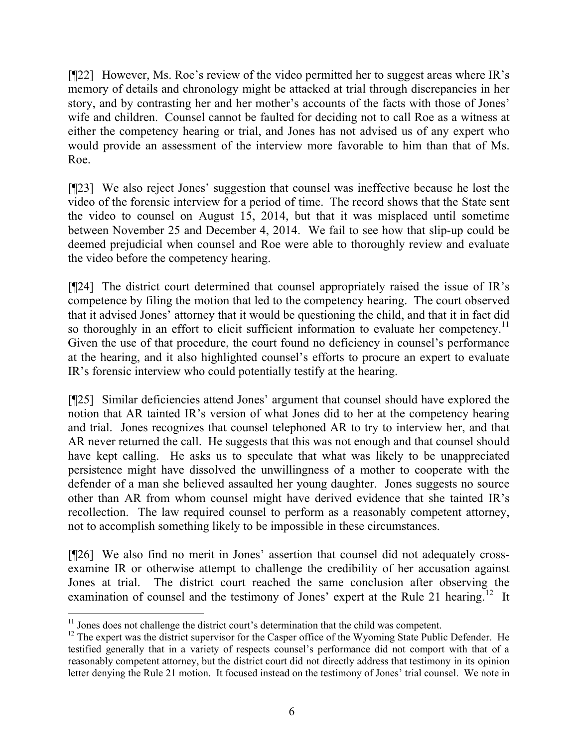[¶22] However, Ms. Roe's review of the video permitted her to suggest areas where IR's memory of details and chronology might be attacked at trial through discrepancies in her story, and by contrasting her and her mother's accounts of the facts with those of Jones' wife and children. Counsel cannot be faulted for deciding not to call Roe as a witness at either the competency hearing or trial, and Jones has not advised us of any expert who would provide an assessment of the interview more favorable to him than that of Ms. Roe.

[¶23] We also reject Jones' suggestion that counsel was ineffective because he lost the video of the forensic interview for a period of time. The record shows that the State sent the video to counsel on August 15, 2014, but that it was misplaced until sometime between November 25 and December 4, 2014. We fail to see how that slip-up could be deemed prejudicial when counsel and Roe were able to thoroughly review and evaluate the video before the competency hearing.

[¶24] The district court determined that counsel appropriately raised the issue of IR's competence by filing the motion that led to the competency hearing. The court observed that it advised Jones' attorney that it would be questioning the child, and that it in fact did so thoroughly in an effort to elicit sufficient information to evaluate her competency.[11] Given the use of that procedure, the court found no deficiency in counsel's performance at the hearing, and it also highlighted counsel's efforts to procure an expert to evaluate IR's forensic interview who could potentially testify at the hearing.

[¶25] Similar deficiencies attend Jones' argument that counsel should have explored the notion that AR tainted IR's version of what Jones did to her at the competency hearing and trial. Jones recognizes that counsel telephoned AR to try to interview her, and that AR never returned the call. He suggests that this was not enough and that counsel should have kept calling. He asks us to speculate that what was likely to be unappreciated persistence might have dissolved the unwillingness of a mother to cooperate with the defender of a man she believed assaulted her young daughter. Jones suggests no source other than AR from whom counsel might have derived evidence that she tainted IR's recollection. The law required counsel to perform as a reasonably competent attorney, not to accomplish something likely to be impossible in these circumstances.

[¶26] We also find no merit in Jones' assertion that counsel did not adequately cross-examine IR or otherwise attempt to challenge the credibility of her accusation against Jones at trial. The district court reached the same conclusion after observing the examination of counsel and the testimony of Jones' expert at the Rule 21 hearing.[12] It

---

[11] Jones does not challenge the district court's determination that the child was competent.

[12] The expert was the district supervisor for the Casper office of the Wyoming State Public Defender. He testified generally that in a variety of respects counsel's performance did not comport with that of a reasonably competent attorney, but the district court did not directly address that testimony in its opinion letter denying the Rule 21 motion. It focused instead on the testimony of Jones' trial counsel. We note in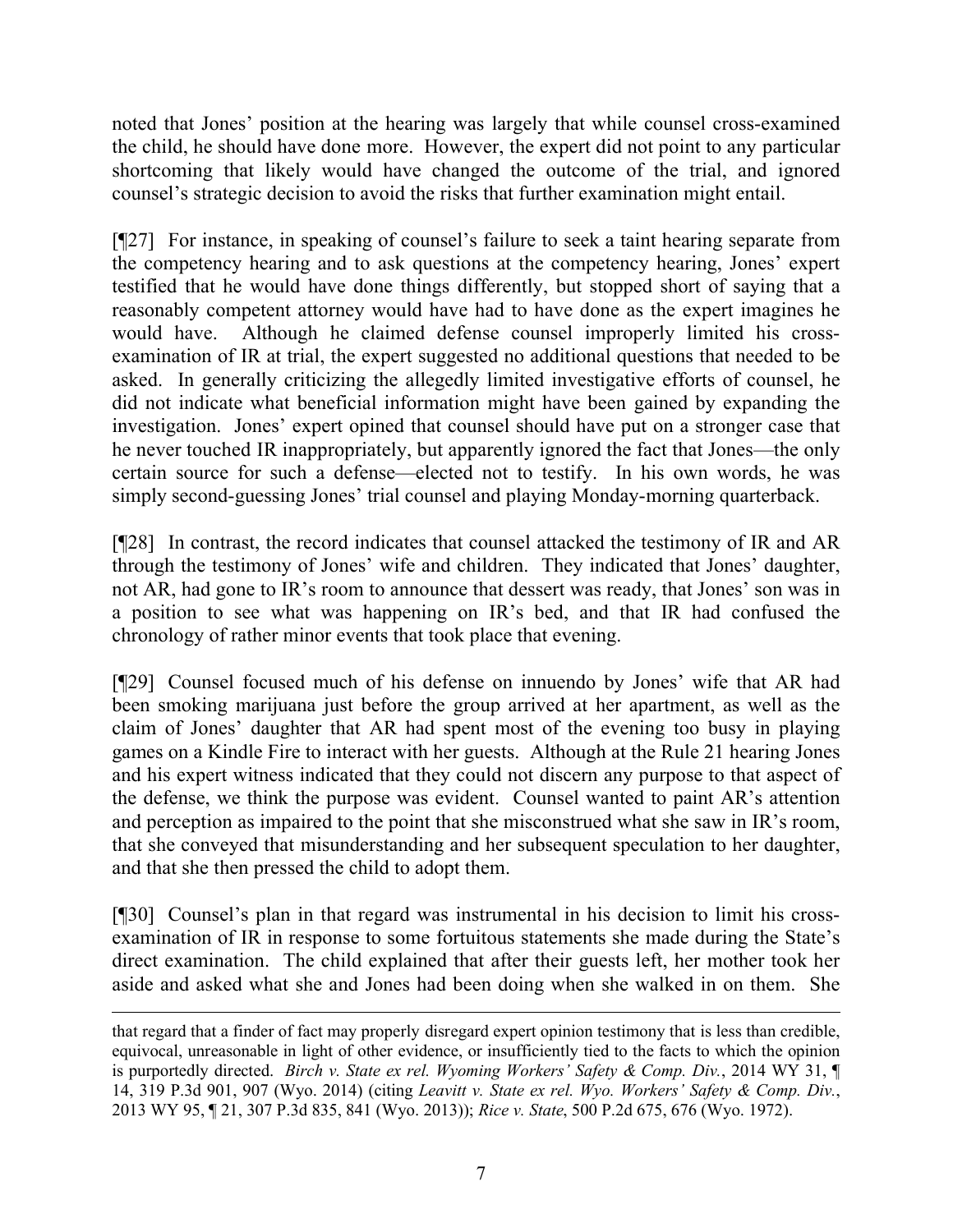noted that Jones' position at the hearing was largely that while counsel cross-examined the child, he should have done more. However, the expert did not point to any particular shortcoming that likely would have changed the outcome of the trial, and ignored counsel's strategic decision to avoid the risks that further examination might entail.

[¶27] For instance, in speaking of counsel's failure to seek a taint hearing separate from the competency hearing and to ask questions at the competency hearing, Jones' expert testified that he would have done things differently, but stopped short of saying that a reasonably competent attorney would have had to have done as the expert imagines he would have. Although he claimed defense counsel improperly limited his cross-examination of IR at trial, the expert suggested no additional questions that needed to be asked. In generally criticizing the allegedly limited investigative efforts of counsel, he did not indicate what beneficial information might have been gained by expanding the investigation. Jones' expert opined that counsel should have put on a stronger case that he never touched IR inappropriately, but apparently ignored the fact that Jones—the only certain source for such a defense—elected not to testify. In his own words, he was simply second-guessing Jones' trial counsel and playing Monday-morning quarterback.

[¶28] In contrast, the record indicates that counsel attacked the testimony of IR and AR through the testimony of Jones' wife and children. They indicated that Jones' daughter, not AR, had gone to IR's room to announce that dessert was ready, that Jones' son was in a position to see what was happening on IR's bed, and that IR had confused the chronology of rather minor events that took place that evening.

[¶29] Counsel focused much of his defense on innuendo by Jones' wife that AR had been smoking marijuana just before the group arrived at her apartment, as well as the claim of Jones' daughter that AR had spent most of the evening too busy in playing games on a Kindle Fire to interact with her guests. Although at the Rule 21 hearing Jones and his expert witness indicated that they could not discern any purpose to that aspect of the defense, we think the purpose was evident. Counsel wanted to paint AR's attention and perception as impaired to the point that she misconstrued what she saw in IR's room, that she conveyed that misunderstanding and her subsequent speculation to her daughter, and that she then pressed the child to adopt them.

[¶30] Counsel's plan in that regard was instrumental in his decision to limit his cross-examination of IR in response to some fortuitous statements she made during the State's direct examination. The child explained that after their guests left, her mother took her aside and asked what she and Jones had been doing when she walked in on them. She

---

that regard that a finder of fact may properly disregard expert opinion testimony that is less than credible, equivocal, unreasonable in light of other evidence, or insufficiently tied to the facts to which the opinion is purportedly directed. *Birch v. State ex rel. Wyoming Workers' Safety & Comp. Div.*, 2014 WY 31, ¶ 14, 319 P.3d 901, 907 (Wyo. 2014) (citing *Leavitt v. State ex rel. Wyo. Workers' Safety & Comp. Div.*, 2013 WY 95, ¶ 21, 307 P.3d 835, 841 (Wyo. 2013)); *Rice v. State*, 500 P.2d 675, 676 (Wyo. 1972).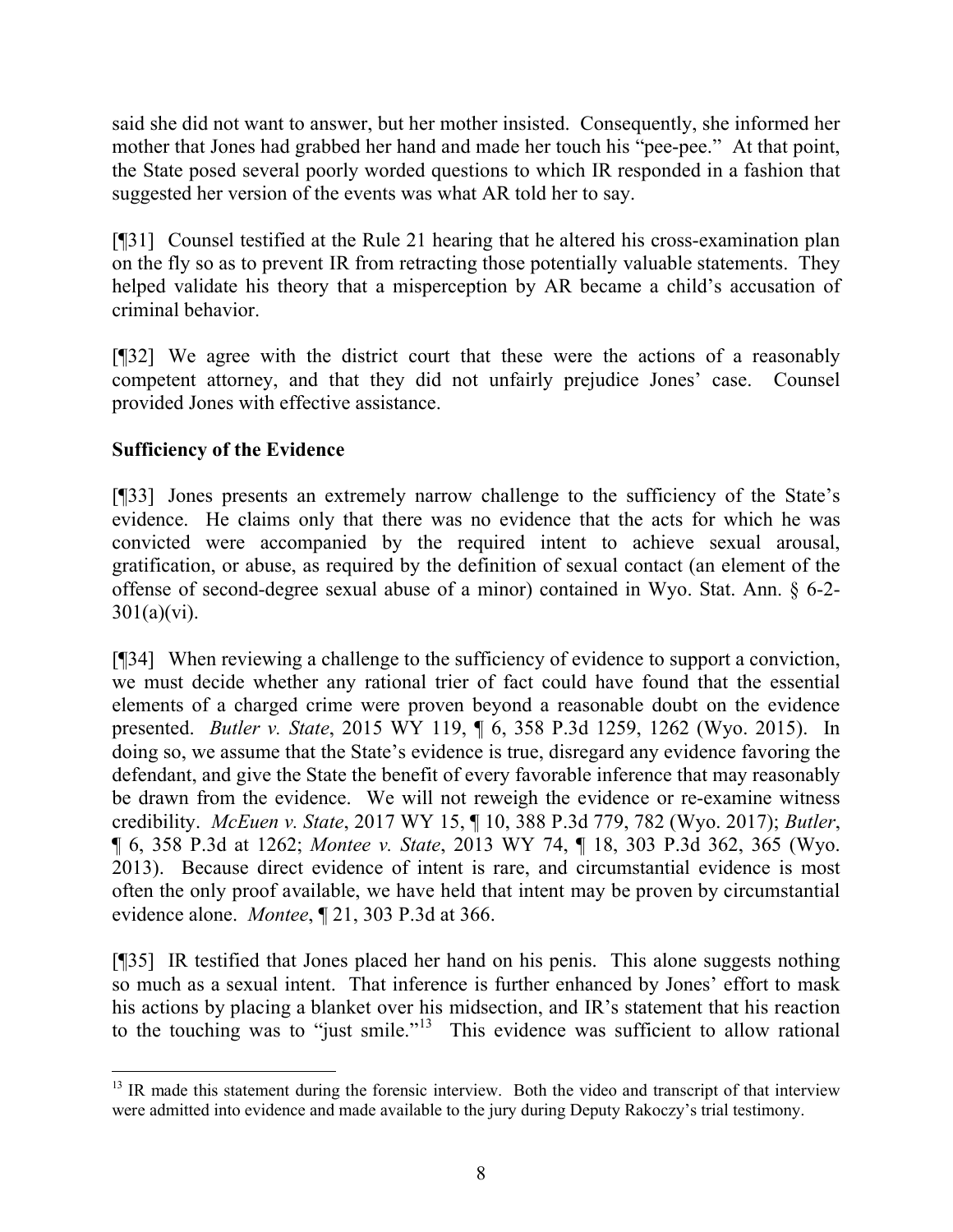said she did not want to answer, but her mother insisted. Consequently, she informed her mother that Jones had grabbed her hand and made her touch his "pee-pee." At that point, the State posed several poorly worded questions to which IR responded in a fashion that suggested her version of the events was what AR told her to say.

[¶31] Counsel testified at the Rule 21 hearing that he altered his cross-examination plan on the fly so as to prevent IR from retracting those potentially valuable statements. They helped validate his theory that a misperception by AR became a child's accusation of criminal behavior.

[¶32] We agree with the district court that these were the actions of a reasonably competent attorney, and that they did not unfairly prejudice Jones' case. Counsel provided Jones with effective assistance.

**Sufficiency of the Evidence**

[¶33] Jones presents an extremely narrow challenge to the sufficiency of the State's evidence. He claims only that there was no evidence that the acts for which he was convicted were accompanied by the required intent to achieve sexual arousal, gratification, or abuse, as required by the definition of sexual contact (an element of the offense of second-degree sexual abuse of a minor) contained in Wyo. Stat. Ann. § 6-2-301(a)(vi).

[¶34] When reviewing a challenge to the sufficiency of evidence to support a conviction, we must decide whether any rational trier of fact could have found that the essential elements of a charged crime were proven beyond a reasonable doubt on the evidence presented. *Butler v. State*, 2015 WY 119, ¶ 6, 358 P.3d 1259, 1262 (Wyo. 2015). In doing so, we assume that the State's evidence is true, disregard any evidence favoring the defendant, and give the State the benefit of every favorable inference that may reasonably be drawn from the evidence. We will not reweigh the evidence or re-examine witness credibility. *McEuen v. State*, 2017 WY 15, ¶ 10, 388 P.3d 779, 782 (Wyo. 2017); *Butler*, ¶ 6, 358 P.3d at 1262; *Montee v. State*, 2013 WY 74, ¶ 18, 303 P.3d 362, 365 (Wyo. 2013). Because direct evidence of intent is rare, and circumstantial evidence is most often the only proof available, we have held that intent may be proven by circumstantial evidence alone. *Montee*, ¶ 21, 303 P.3d at 366.

[¶35] IR testified that Jones placed her hand on his penis. This alone suggests nothing so much as a sexual intent. That inference is further enhanced by Jones' effort to mask his actions by placing a blanket over his midsection, and IR's statement that his reaction to the touching was to "just smile."[13] This evidence was sufficient to allow rational

[13] IR made this statement during the forensic interview. Both the video and transcript of that interview were admitted into evidence and made available to the jury during Deputy Rakoczy's trial testimony.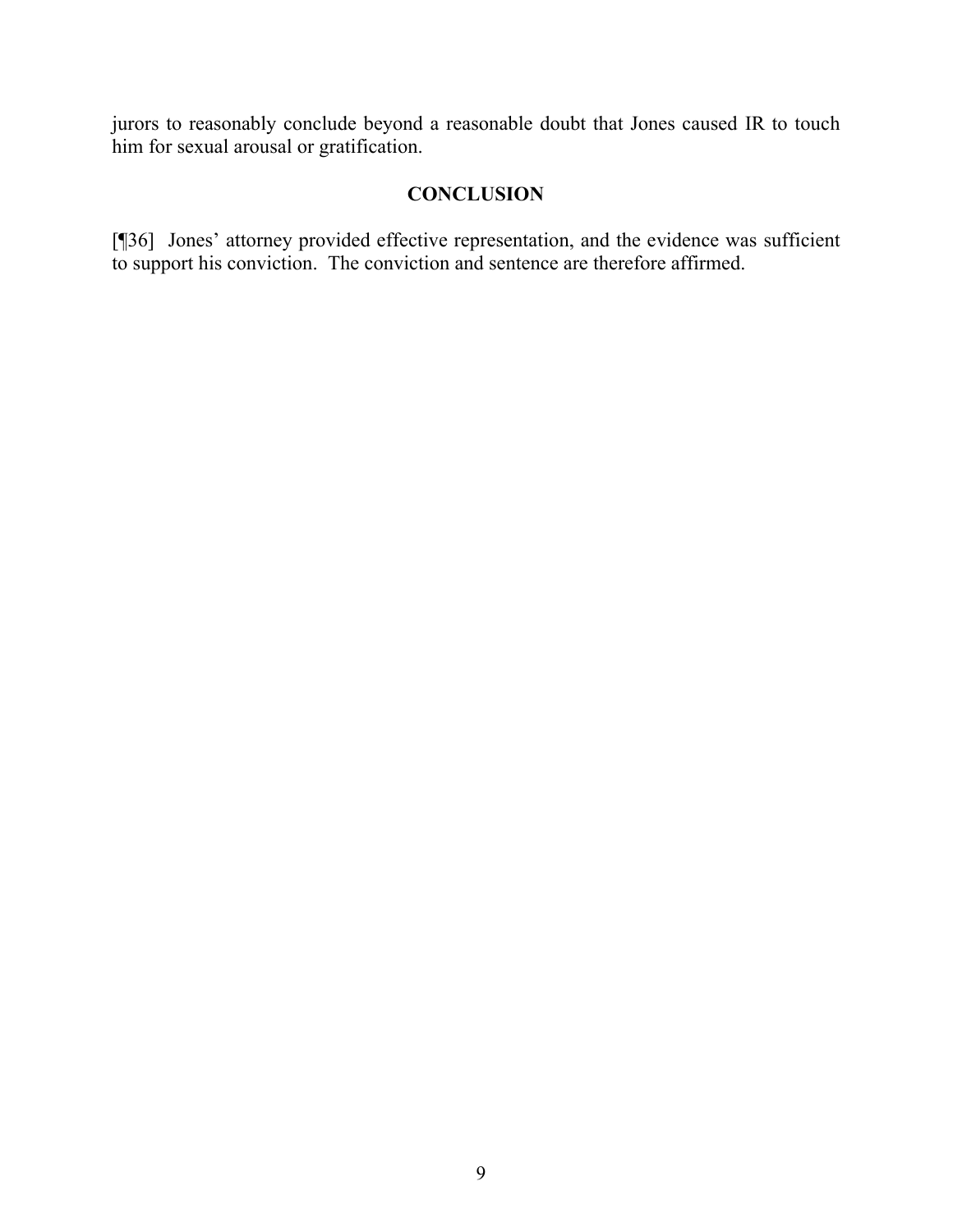jurors to reasonably conclude beyond a reasonable doubt that Jones caused IR to touch him for sexual arousal or gratification.

## CONCLUSION

[¶36] Jones' attorney provided effective representation, and the evidence was sufficient to support his conviction. The conviction and sentence are therefore affirmed.